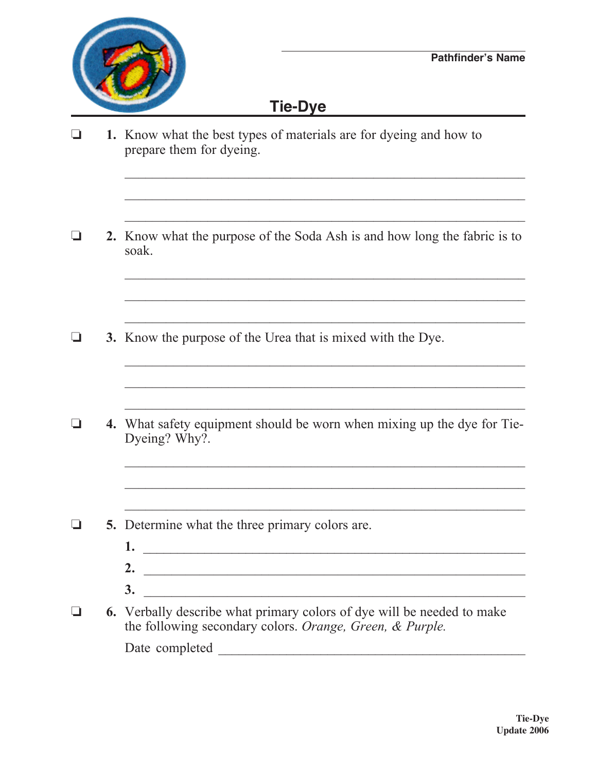Pathfinder's Name

# Tie-Dye

- ❏ **1.** Know what the best types of materials are for dyeing and how to prepare them for dyeing.

- ❏ **2.** Know what the purpose of the Soda Ash is and how long the fabric is to soak.

- ❏ **3.** Know the purpose of the Urea that is mixed with the Dye.

- ❏ **4.** What safety equipment should be worn when mixing up the dye for Tie-Dyeing? Why?.

- ❏ **5.** Determine what the three primary colors are.
  1. 
  2. 
  3. 

- ❏ **6.** Verbally describe what primary colors of dye will be needed to make the following secondary colors. *Orange, Green, & Purple.*

  Date completed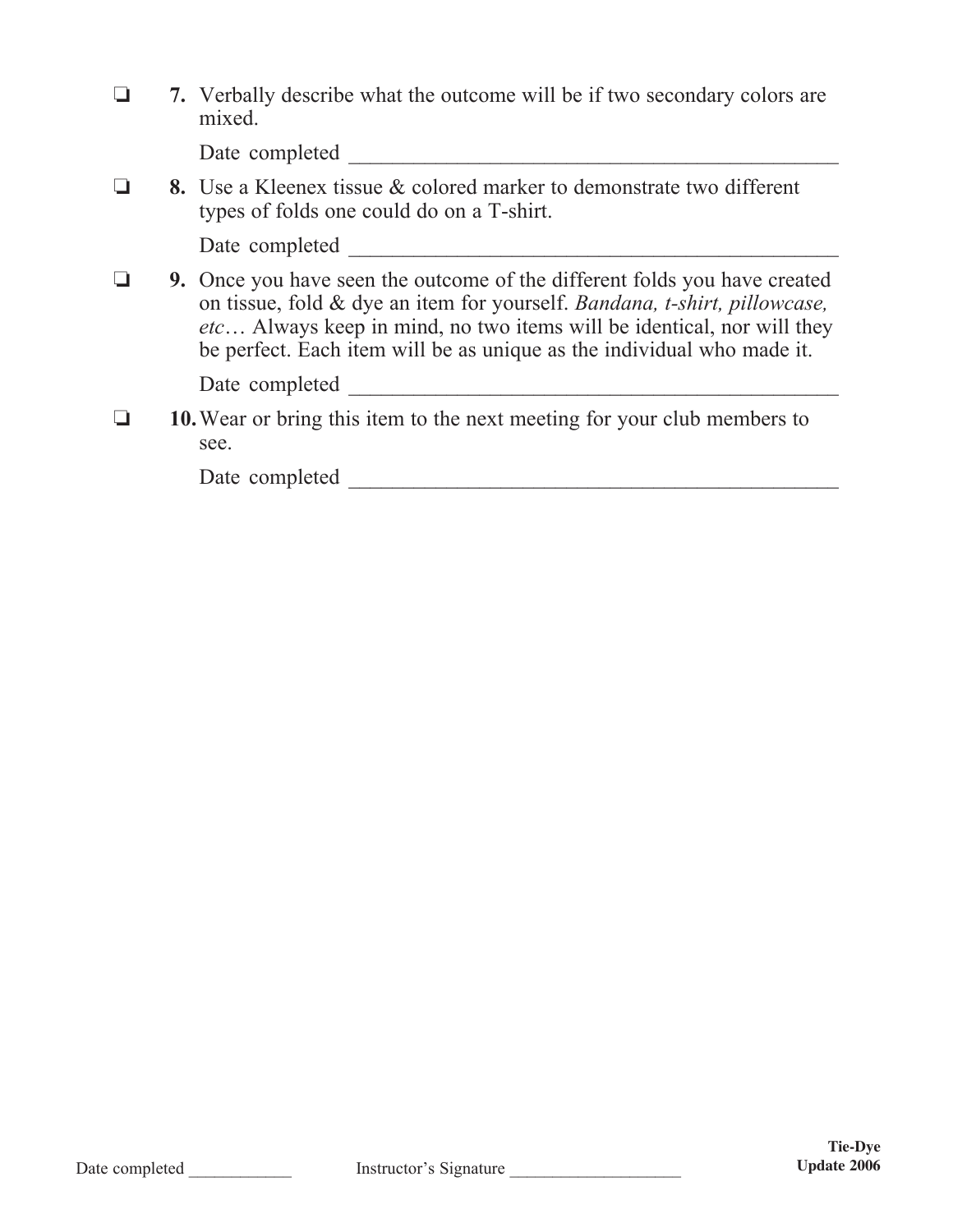- ❏ **7.** Verbally describe what the outcome will be if two secondary colors are mixed.

  Date completed ______________________________________________

- ❏ **8.** Use a Kleenex tissue & colored marker to demonstrate two different types of folds one could do on a T-shirt.

  Date completed ______________________________________________

- ❏ **9.** Once you have seen the outcome of the different folds you have created on tissue, fold & dye an item for yourself. *Bandana, t-shirt, pillowcase, etc*… Always keep in mind, no two items will be identical, nor will they be perfect. Each item will be as unique as the individual who made it.

  Date completed ______________________________________________

- ❏ **10.** Wear or bring this item to the next meeting for your club members to see.

  Date completed ______________________________________________

Date completed ____________ Instructor's Signature ____________________

**Tie-Dye**
**Update 2006**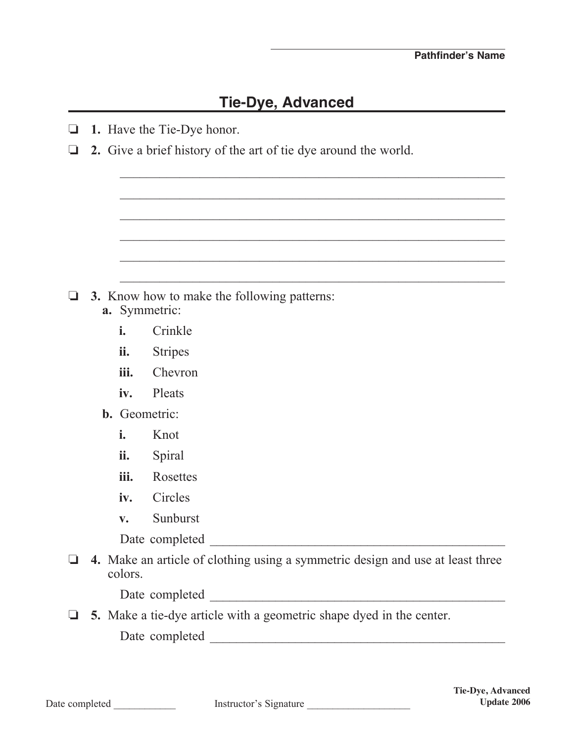Pathfinder's Name ____________________

# Tie-Dye, Advanced

- ❏ **1.** Have the Tie-Dye honor.
- ❏ **2.** Give a brief history of the art of tie dye around the world.

  ____________________________________________________________

  ____________________________________________________________

  ____________________________________________________________

  ____________________________________________________________

  ____________________________________________________________

  ____________________________________________________________

- ❏ **3.** Know how to make the following patterns:
  - **a.** Symmetric:
    - **i.** Crinkle
    - **ii.** Stripes
    - **iii.** Chevron
    - **iv.** Pleats
  - **b.** Geometric:
    - **i.** Knot
    - **ii.** Spiral
    - **iii.** Rosettes
    - **iv.** Circles
    - **v.** Sunburst

  Date completed ____________________________________________

- ❏ **4.** Make an article of clothing using a symmetric design and use at least three colors.

  Date completed ____________________________________________

- ❏ **5.** Make a tie-dye article with a geometric shape dyed in the center.

  Date completed ____________________________________________

Date completed ____________ Instructor's Signature ____________________

**Tie-Dye, Advanced**
**Update 2006**